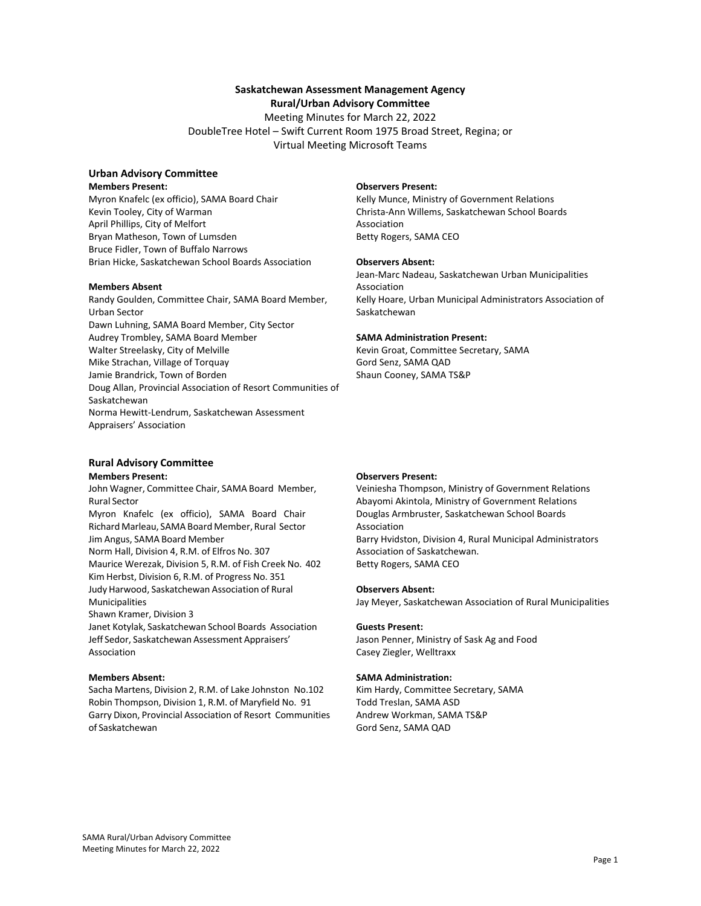**Saskatchewan Assessment Management Agency**
**Rural/Urban Advisory Committee**
Meeting Minutes for March 22, 2022
DoubleTree Hotel – Swift Current Room 1975 Broad Street, Regina; or
Virtual Meeting Microsoft Teams

## Urban Advisory Committee

**Members Present:**
Myron Knafelc (ex officio), SAMA Board Chair
Kevin Tooley, City of Warman
April Phillips, City of Melfort
Bryan Matheson, Town of Lumsden
Bruce Fidler, Town of Buffalo Narrows
Brian Hicke, Saskatchewan School Boards Association

**Members Absent**
Randy Goulden, Committee Chair, SAMA Board Member, Urban Sector
Dawn Luhning, SAMA Board Member, City Sector
Audrey Trombley, SAMA Board Member
Walter Streelasky, City of Melville
Mike Strachan, Village of Torquay
Jamie Brandrick, Town of Borden
Doug Allan, Provincial Association of Resort Communities of Saskatchewan
Norma Hewitt-Lendrum, Saskatchewan Assessment Appraisers' Association

**Observers Present:**
Kelly Munce, Ministry of Government Relations
Christa-Ann Willems, Saskatchewan School Boards Association
Betty Rogers, SAMA CEO

**Observers Absent:**
Jean-Marc Nadeau, Saskatchewan Urban Municipalities Association
Kelly Hoare, Urban Municipal Administrators Association of Saskatchewan

**SAMA Administration Present:**
Kevin Groat, Committee Secretary, SAMA
Gord Senz, SAMA QAD
Shaun Cooney, SAMA TS&P

## Rural Advisory Committee

**Members Present:**
John Wagner, Committee Chair, SAMA Board Member, Rural Sector
Myron Knafelc (ex officio), SAMA Board Chair
Richard Marleau, SAMA Board Member, Rural Sector
Jim Angus, SAMA Board Member
Norm Hall, Division 4, R.M. of Elfros No. 307
Maurice Werezak, Division 5, R.M. of Fish Creek No. 402
Kim Herbst, Division 6, R.M. of Progress No. 351
Judy Harwood, Saskatchewan Association of Rural Municipalities
Shawn Kramer, Division 3
Janet Kotylak, Saskatchewan School Boards Association
Jeff Sedor, Saskatchewan Assessment Appraisers' Association

**Members Absent:**
Sacha Martens, Division 2, R.M. of Lake Johnston No.102
Robin Thompson, Division 1, R.M. of Maryfield No. 91
Garry Dixon, Provincial Association of Resort Communities of Saskatchewan

**Observers Present:**
Veiniesha Thompson, Ministry of Government Relations
Abayomi Akintola, Ministry of Government Relations
Douglas Armbruster, Saskatchewan School Boards Association
Barry Hvidston, Division 4, Rural Municipal Administrators Association of Saskatchewan.
Betty Rogers, SAMA CEO

**Observers Absent:**
Jay Meyer, Saskatchewan Association of Rural Municipalities

**Guests Present:**
Jason Penner, Ministry of Sask Ag and Food
Casey Ziegler, Welltraxx

**SAMA Administration:**
Kim Hardy, Committee Secretary, SAMA
Todd Treslan, SAMA ASD
Andrew Workman, SAMA TS&P
Gord Senz, SAMA QAD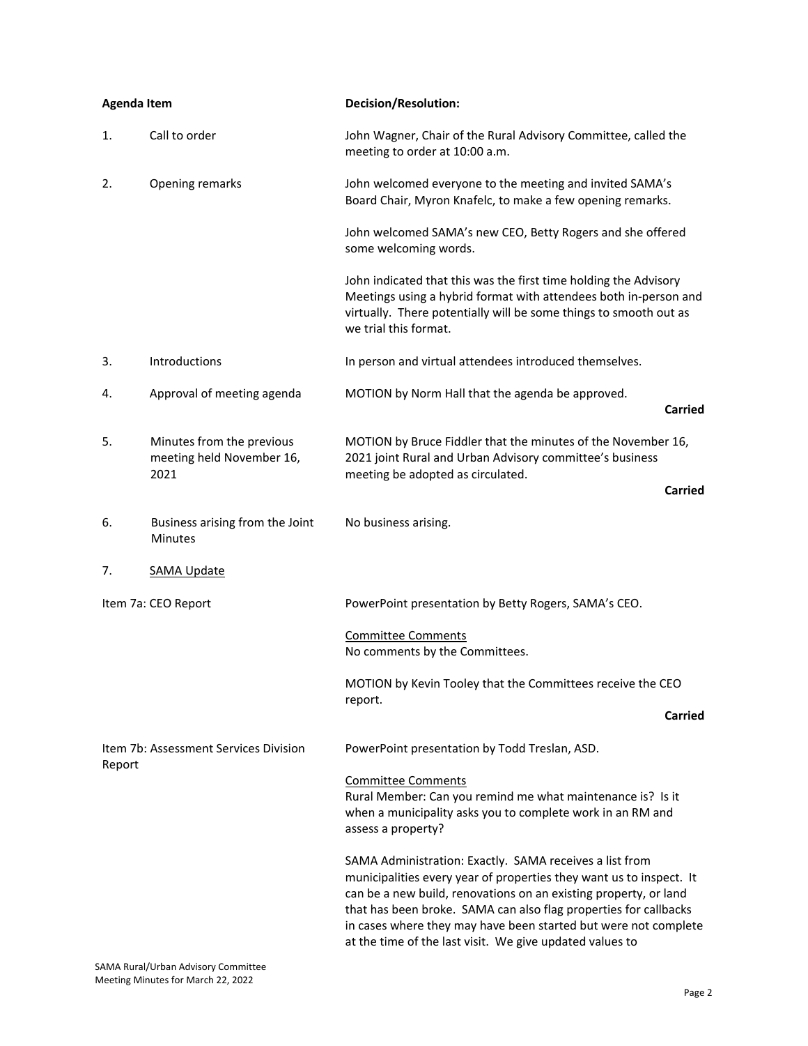| Agenda Item | | Decision/Resolution: |
|---|---|---|
| 1. | Call to order | John Wagner, Chair of the Rural Advisory Committee, called the meeting to order at 10:00 a.m. |
| 2. | Opening remarks | John welcomed everyone to the meeting and invited SAMA's Board Chair, Myron Knafelc, to make a few opening remarks.<br><br>John welcomed SAMA's new CEO, Betty Rogers and she offered some welcoming words.<br><br>John indicated that this was the first time holding the Advisory Meetings using a hybrid format with attendees both in-person and virtually. There potentially will be some things to smooth out as we trial this format. |
| 3. | Introductions | In person and virtual attendees introduced themselves. |
| 4. | Approval of meeting agenda | MOTION by Norm Hall that the agenda be approved.<br>**Carried** |
| 5. | Minutes from the previous meeting held November 16, 2021 | MOTION by Bruce Fiddler that the minutes of the November 16, 2021 joint Rural and Urban Advisory committee's business meeting be adopted as circulated.<br>**Carried** |
| 6. | Business arising from the Joint Minutes | No business arising. |
| 7. | SAMA Update | |
| Item 7a: CEO Report | | PowerPoint presentation by Betty Rogers, SAMA's CEO.<br><br>Committee Comments<br>No comments by the Committees.<br><br>MOTION by Kevin Tooley that the Committees receive the CEO report.<br>**Carried** |
| Item 7b: Assessment Services Division Report | | PowerPoint presentation by Todd Treslan, ASD.<br><br>Committee Comments<br>Rural Member: Can you remind me what maintenance is? Is it when a municipality asks you to complete work in an RM and assess a property?<br><br>SAMA Administration: Exactly. SAMA receives a list from municipalities every year of properties they want us to inspect. It can be a new build, renovations on an existing property, or land that has been broke. SAMA can also flag properties for callbacks in cases where they may have been started but were not complete at the time of the last visit. We give updated values to |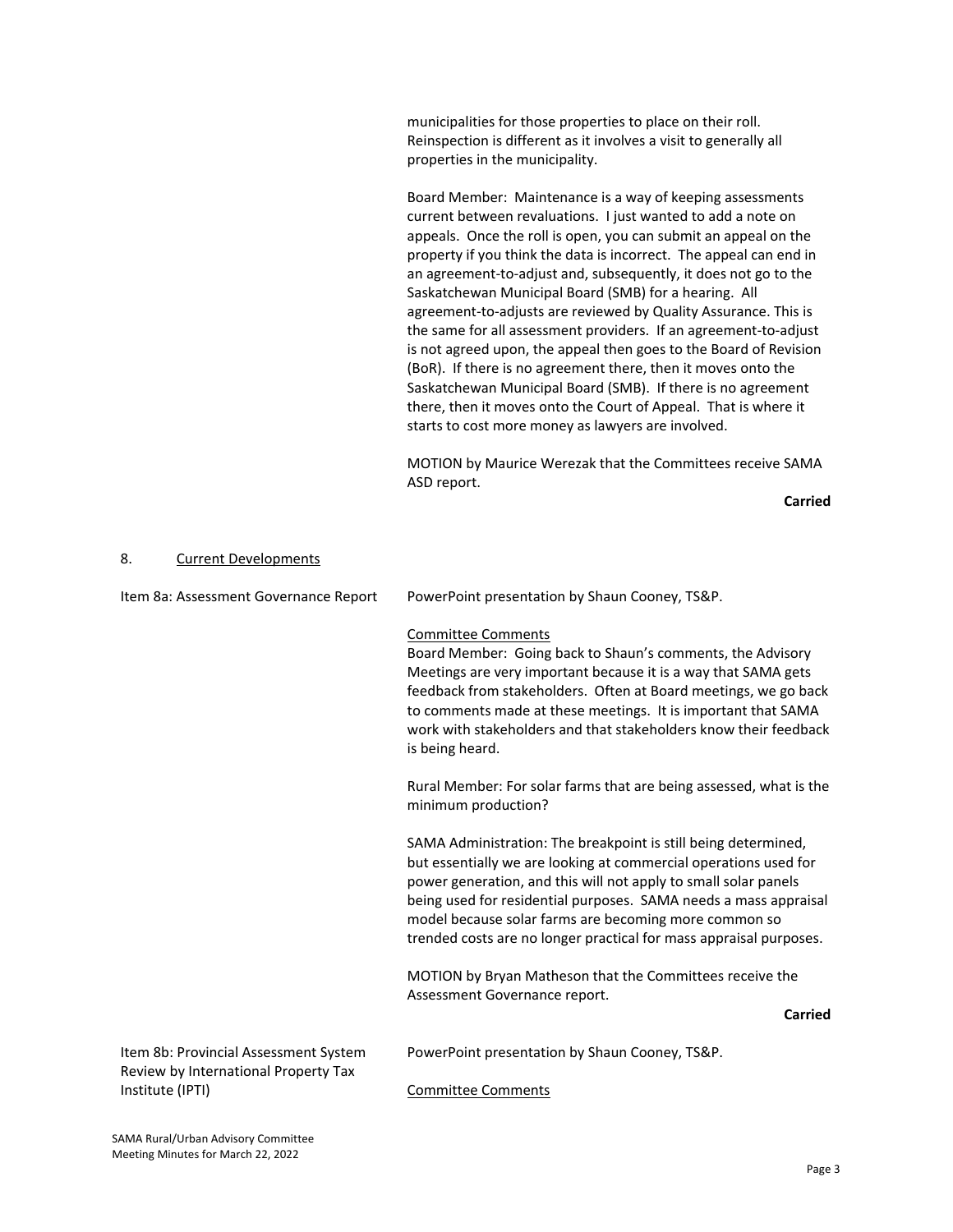municipalities for those properties to place on their roll. Reinspection is different as it involves a visit to generally all properties in the municipality.

Board Member: Maintenance is a way of keeping assessments current between revaluations. I just wanted to add a note on appeals. Once the roll is open, you can submit an appeal on the property if you think the data is incorrect. The appeal can end in an agreement-to-adjust and, subsequently, it does not go to the Saskatchewan Municipal Board (SMB) for a hearing. All agreement-to-adjusts are reviewed by Quality Assurance. This is the same for all assessment providers. If an agreement-to-adjust is not agreed upon, the appeal then goes to the Board of Revision (BoR). If there is no agreement there, then it moves onto the Saskatchewan Municipal Board (SMB). If there is no agreement there, then it moves onto the Court of Appeal. That is where it starts to cost more money as lawyers are involved.

MOTION by Maurice Werezak that the Committees receive SAMA ASD report.

**Carried**

## 8. Current Developments

**Item 8a: Assessment Governance Report**

PowerPoint presentation by Shaun Cooney, TS&P.

Committee Comments

Board Member: Going back to Shaun's comments, the Advisory Meetings are very important because it is a way that SAMA gets feedback from stakeholders. Often at Board meetings, we go back to comments made at these meetings. It is important that SAMA work with stakeholders and that stakeholders know their feedback is being heard.

Rural Member: For solar farms that are being assessed, what is the minimum production?

SAMA Administration: The breakpoint is still being determined, but essentially we are looking at commercial operations used for power generation, and this will not apply to small solar panels being used for residential purposes. SAMA needs a mass appraisal model because solar farms are becoming more common so trended costs are no longer practical for mass appraisal purposes.

MOTION by Bryan Matheson that the Committees receive the Assessment Governance report.

**Carried**

**Item 8b: Provincial Assessment System Review by International Property Tax Institute (IPTI)**

PowerPoint presentation by Shaun Cooney, TS&P.

Committee Comments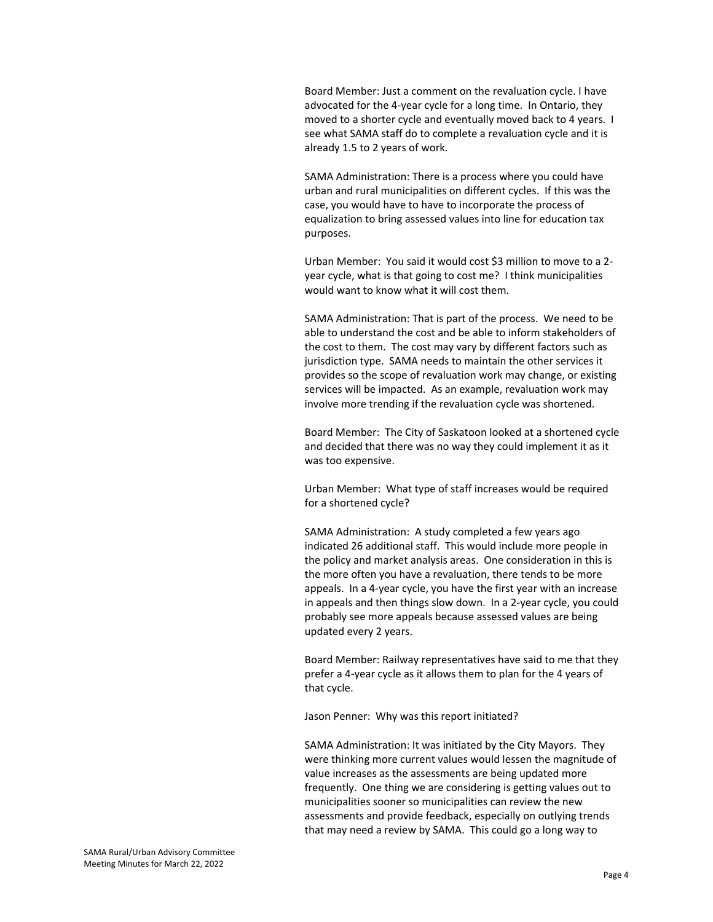Board Member: Just a comment on the revaluation cycle. I have advocated for the 4-year cycle for a long time. In Ontario, they moved to a shorter cycle and eventually moved back to 4 years. I see what SAMA staff do to complete a revaluation cycle and it is already 1.5 to 2 years of work.

SAMA Administration: There is a process where you could have urban and rural municipalities on different cycles. If this was the case, you would have to have to incorporate the process of equalization to bring assessed values into line for education tax purposes.

Urban Member: You said it would cost $3 million to move to a 2-year cycle, what is that going to cost me? I think municipalities would want to know what it will cost them.

SAMA Administration: That is part of the process. We need to be able to understand the cost and be able to inform stakeholders of the cost to them. The cost may vary by different factors such as jurisdiction type. SAMA needs to maintain the other services it provides so the scope of revaluation work may change, or existing services will be impacted. As an example, revaluation work may involve more trending if the revaluation cycle was shortened.

Board Member: The City of Saskatoon looked at a shortened cycle and decided that there was no way they could implement it as it was too expensive.

Urban Member: What type of staff increases would be required for a shortened cycle?

SAMA Administration: A study completed a few years ago indicated 26 additional staff. This would include more people in the policy and market analysis areas. One consideration in this is the more often you have a revaluation, there tends to be more appeals. In a 4-year cycle, you have the first year with an increase in appeals and then things slow down. In a 2-year cycle, you could probably see more appeals because assessed values are being updated every 2 years.

Board Member: Railway representatives have said to me that they prefer a 4-year cycle as it allows them to plan for the 4 years of that cycle.

Jason Penner: Why was this report initiated?

SAMA Administration: It was initiated by the City Mayors. They were thinking more current values would lessen the magnitude of value increases as the assessments are being updated more frequently. One thing we are considering is getting values out to municipalities sooner so municipalities can review the new assessments and provide feedback, especially on outlying trends that may need a review by SAMA. This could go a long way to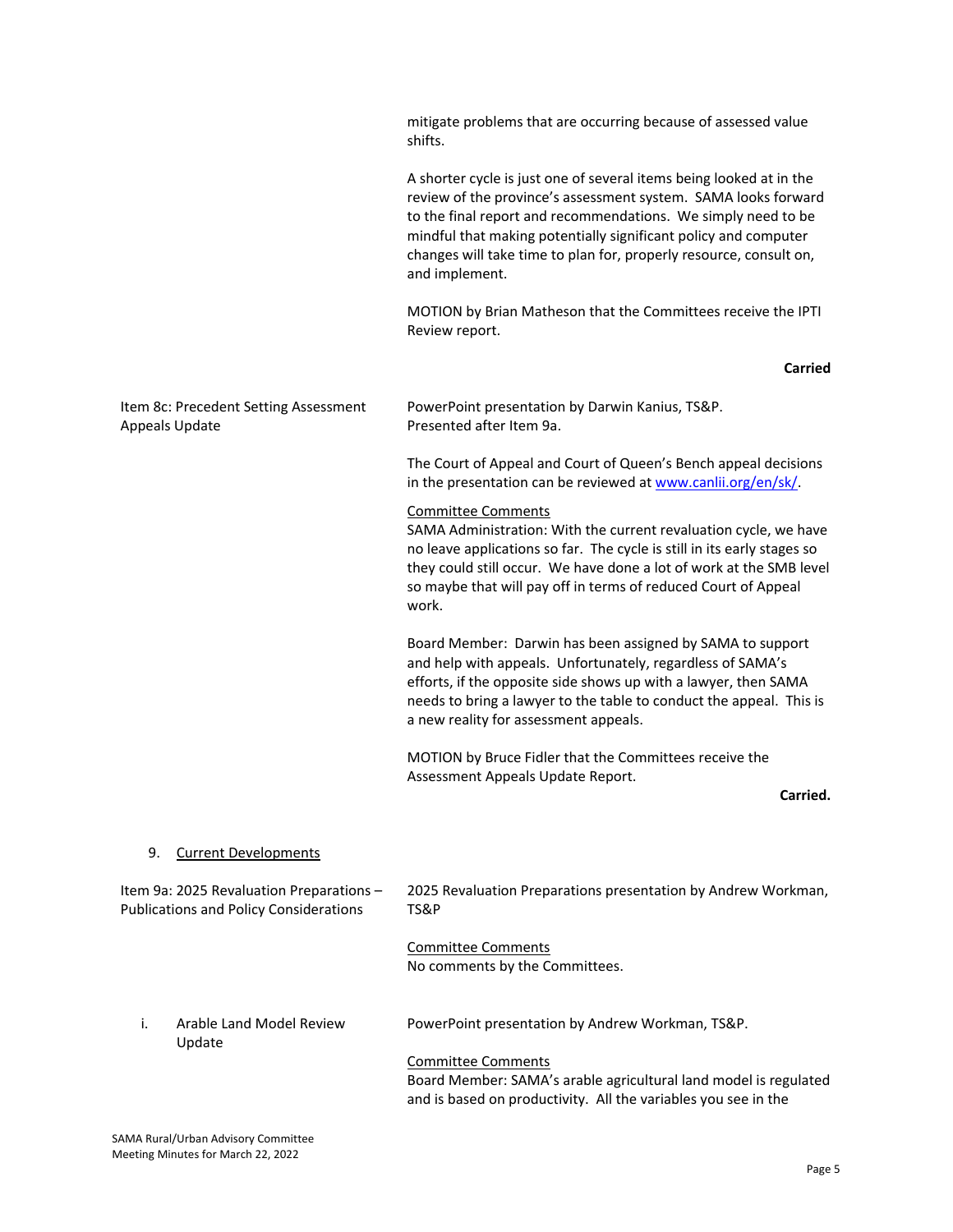mitigate problems that are occurring because of assessed value shifts.

A shorter cycle is just one of several items being looked at in the review of the province's assessment system. SAMA looks forward to the final report and recommendations. We simply need to be mindful that making potentially significant policy and computer changes will take time to plan for, properly resource, consult on, and implement.

MOTION by Brian Matheson that the Committees receive the IPTI Review report.

**Carried**

| | |
|---|---|
| Item 8c: Precedent Setting Assessment Appeals Update | PowerPoint presentation by Darwin Kanius, TS&P. Presented after Item 9a. |

The Court of Appeal and Court of Queen's Bench appeal decisions in the presentation can be reviewed at [www.canlii.org/en/sk/](www.canlii.org/en/sk/).

<u>Committee Comments</u>
SAMA Administration: With the current revaluation cycle, we have no leave applications so far. The cycle is still in its early stages so they could still occur. We have done a lot of work at the SMB level so maybe that will pay off in terms of reduced Court of Appeal work.

Board Member: Darwin has been assigned by SAMA to support and help with appeals. Unfortunately, regardless of SAMA's efforts, if the opposite side shows up with a lawyer, then SAMA needs to bring a lawyer to the table to conduct the appeal. This is a new reality for assessment appeals.

MOTION by Bruce Fidler that the Committees receive the Assessment Appeals Update Report.

**Carried.**

9. <u>Current Developments</u>

| | |
|---|---|
| Item 9a: 2025 Revaluation Preparations – Publications and Policy Considerations | 2025 Revaluation Preparations presentation by Andrew Workman, TS&P |

<u>Committee Comments</u>
No comments by the Committees.

| | |
|---|---|
| i. Arable Land Model Review Update | PowerPoint presentation by Andrew Workman, TS&P. |

<u>Committee Comments</u>
Board Member: SAMA's arable agricultural land model is regulated and is based on productivity. All the variables you see in the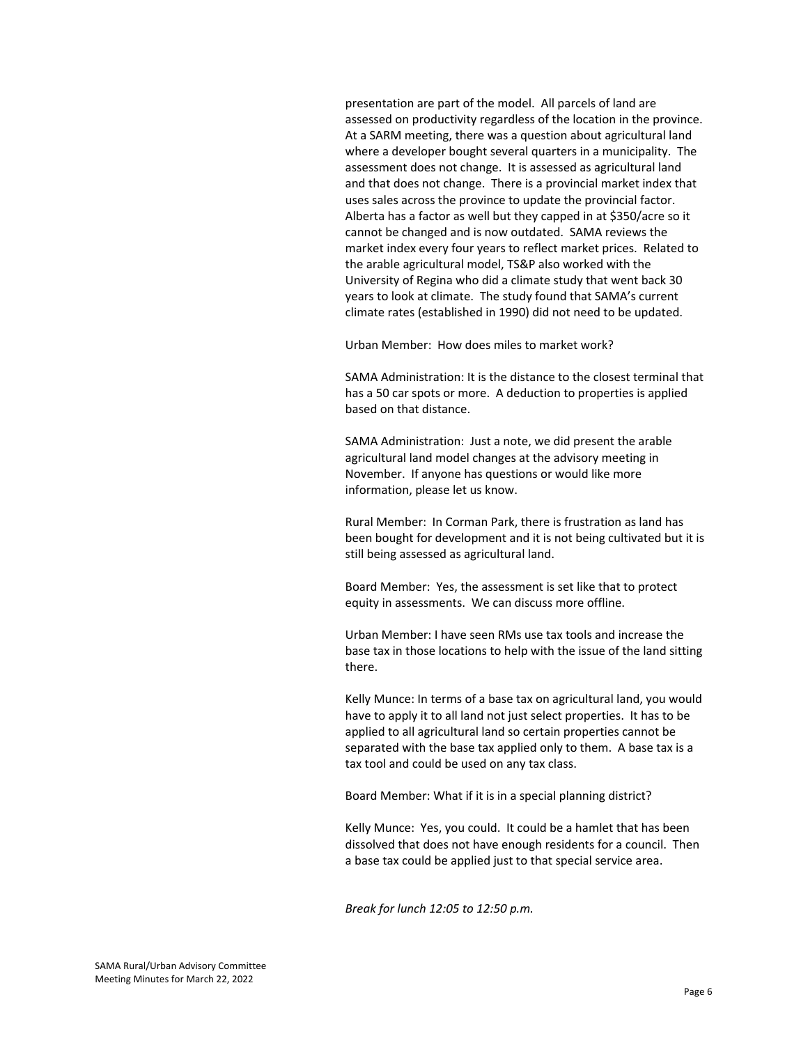presentation are part of the model. All parcels of land are assessed on productivity regardless of the location in the province. At a SARM meeting, there was a question about agricultural land where a developer bought several quarters in a municipality. The assessment does not change. It is assessed as agricultural land and that does not change. There is a provincial market index that uses sales across the province to update the provincial factor. Alberta has a factor as well but they capped in at $350/acre so it cannot be changed and is now outdated. SAMA reviews the market index every four years to reflect market prices. Related to the arable agricultural model, TS&P also worked with the University of Regina who did a climate study that went back 30 years to look at climate. The study found that SAMA's current climate rates (established in 1990) did not need to be updated.

Urban Member: How does miles to market work?

SAMA Administration: It is the distance to the closest terminal that has a 50 car spots or more. A deduction to properties is applied based on that distance.

SAMA Administration: Just a note, we did present the arable agricultural land model changes at the advisory meeting in November. If anyone has questions or would like more information, please let us know.

Rural Member: In Corman Park, there is frustration as land has been bought for development and it is not being cultivated but it is still being assessed as agricultural land.

Board Member: Yes, the assessment is set like that to protect equity in assessments. We can discuss more offline.

Urban Member: I have seen RMs use tax tools and increase the base tax in those locations to help with the issue of the land sitting there.

Kelly Munce: In terms of a base tax on agricultural land, you would have to apply it to all land not just select properties. It has to be applied to all agricultural land so certain properties cannot be separated with the base tax applied only to them. A base tax is a tax tool and could be used on any tax class.

Board Member: What if it is in a special planning district?

Kelly Munce: Yes, you could. It could be a hamlet that has been dissolved that does not have enough residents for a council. Then a base tax could be applied just to that special service area.

*Break for lunch 12:05 to 12:50 p.m.*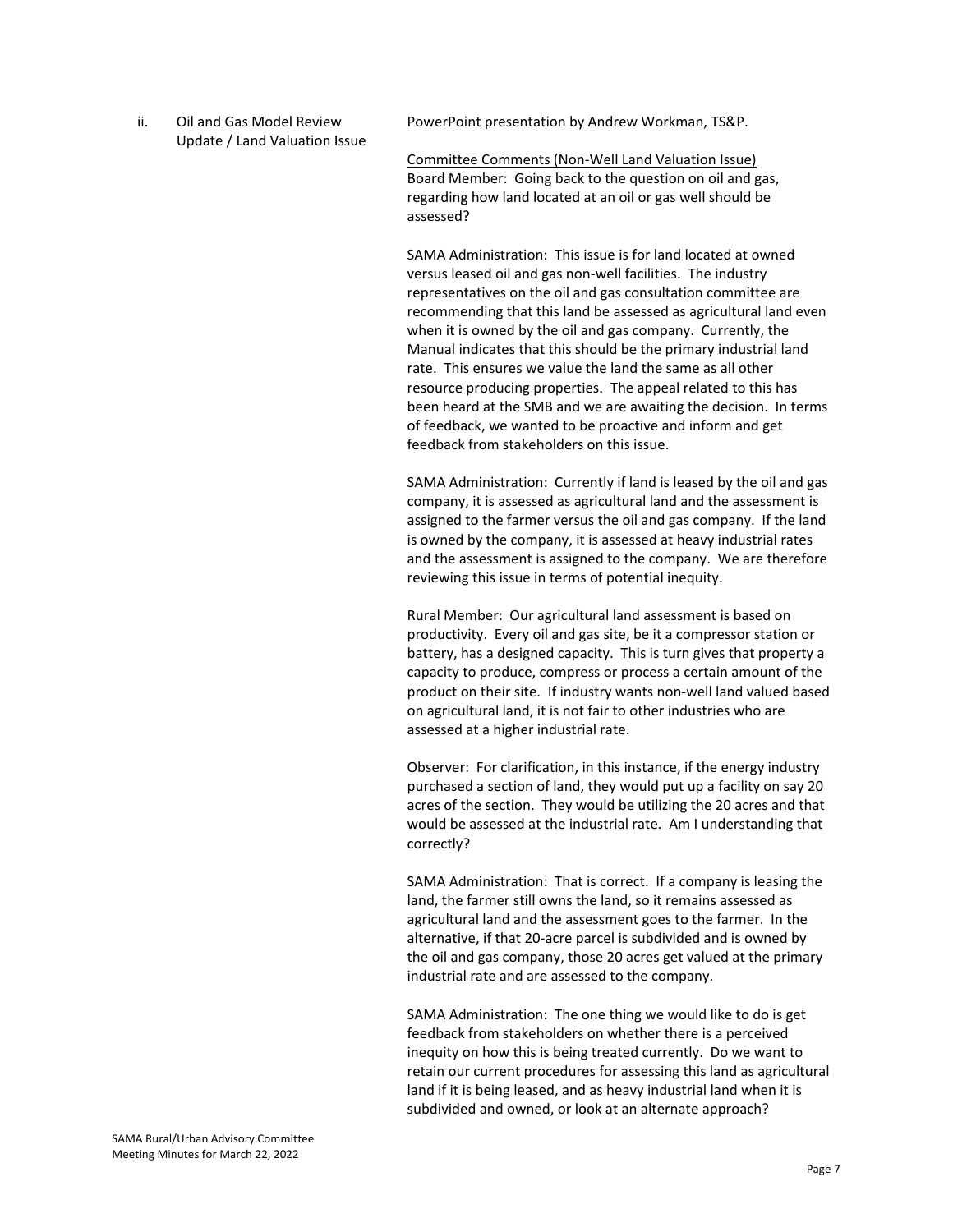ii. Oil and Gas Model Review Update / Land Valuation Issue

PowerPoint presentation by Andrew Workman, TS&P.

Committee Comments (Non-Well Land Valuation Issue)

Board Member: Going back to the question on oil and gas, regarding how land located at an oil or gas well should be assessed?

SAMA Administration: This issue is for land located at owned versus leased oil and gas non-well facilities. The industry representatives on the oil and gas consultation committee are recommending that this land be assessed as agricultural land even when it is owned by the oil and gas company. Currently, the Manual indicates that this should be the primary industrial land rate. This ensures we value the land the same as all other resource producing properties. The appeal related to this has been heard at the SMB and we are awaiting the decision. In terms of feedback, we wanted to be proactive and inform and get feedback from stakeholders on this issue.

SAMA Administration: Currently if land is leased by the oil and gas company, it is assessed as agricultural land and the assessment is assigned to the farmer versus the oil and gas company. If the land is owned by the company, it is assessed at heavy industrial rates and the assessment is assigned to the company. We are therefore reviewing this issue in terms of potential inequity.

Rural Member: Our agricultural land assessment is based on productivity. Every oil and gas site, be it a compressor station or battery, has a designed capacity. This is turn gives that property a capacity to produce, compress or process a certain amount of the product on their site. If industry wants non-well land valued based on agricultural land, it is not fair to other industries who are assessed at a higher industrial rate.

Observer: For clarification, in this instance, if the energy industry purchased a section of land, they would put up a facility on say 20 acres of the section. They would be utilizing the 20 acres and that would be assessed at the industrial rate. Am I understanding that correctly?

SAMA Administration: That is correct. If a company is leasing the land, the farmer still owns the land, so it remains assessed as agricultural land and the assessment goes to the farmer. In the alternative, if that 20-acre parcel is subdivided and is owned by the oil and gas company, those 20 acres get valued at the primary industrial rate and are assessed to the company.

SAMA Administration: The one thing we would like to do is get feedback from stakeholders on whether there is a perceived inequity on how this is being treated currently. Do we want to retain our current procedures for assessing this land as agricultural land if it is being leased, and as heavy industrial land when it is subdivided and owned, or look at an alternate approach?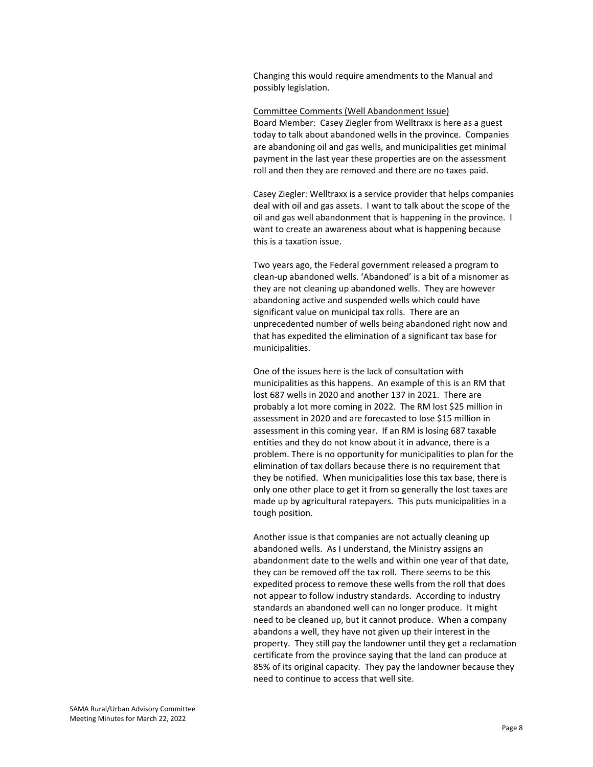Changing this would require amendments to the Manual and possibly legislation.

Committee Comments (Well Abandonment Issue)

Board Member: Casey Ziegler from Welltraxx is here as a guest today to talk about abandoned wells in the province. Companies are abandoning oil and gas wells, and municipalities get minimal payment in the last year these properties are on the assessment roll and then they are removed and there are no taxes paid.

Casey Ziegler: Welltraxx is a service provider that helps companies deal with oil and gas assets. I want to talk about the scope of the oil and gas well abandonment that is happening in the province. I want to create an awareness about what is happening because this is a taxation issue.

Two years ago, the Federal government released a program to clean-up abandoned wells. 'Abandoned' is a bit of a misnomer as they are not cleaning up abandoned wells. They are however abandoning active and suspended wells which could have significant value on municipal tax rolls. There are an unprecedented number of wells being abandoned right now and that has expedited the elimination of a significant tax base for municipalities.

One of the issues here is the lack of consultation with municipalities as this happens. An example of this is an RM that lost 687 wells in 2020 and another 137 in 2021. There are probably a lot more coming in 2022. The RM lost $25 million in assessment in 2020 and are forecasted to lose $15 million in assessment in this coming year. If an RM is losing 687 taxable entities and they do not know about it in advance, there is a problem. There is no opportunity for municipalities to plan for the elimination of tax dollars because there is no requirement that they be notified. When municipalities lose this tax base, there is only one other place to get it from so generally the lost taxes are made up by agricultural ratepayers. This puts municipalities in a tough position.

Another issue is that companies are not actually cleaning up abandoned wells. As I understand, the Ministry assigns an abandonment date to the wells and within one year of that date, they can be removed off the tax roll. There seems to be this expedited process to remove these wells from the roll that does not appear to follow industry standards. According to industry standards an abandoned well can no longer produce. It might need to be cleaned up, but it cannot produce. When a company abandons a well, they have not given up their interest in the property. They still pay the landowner until they get a reclamation certificate from the province saying that the land can produce at 85% of its original capacity. They pay the landowner because they need to continue to access that well site.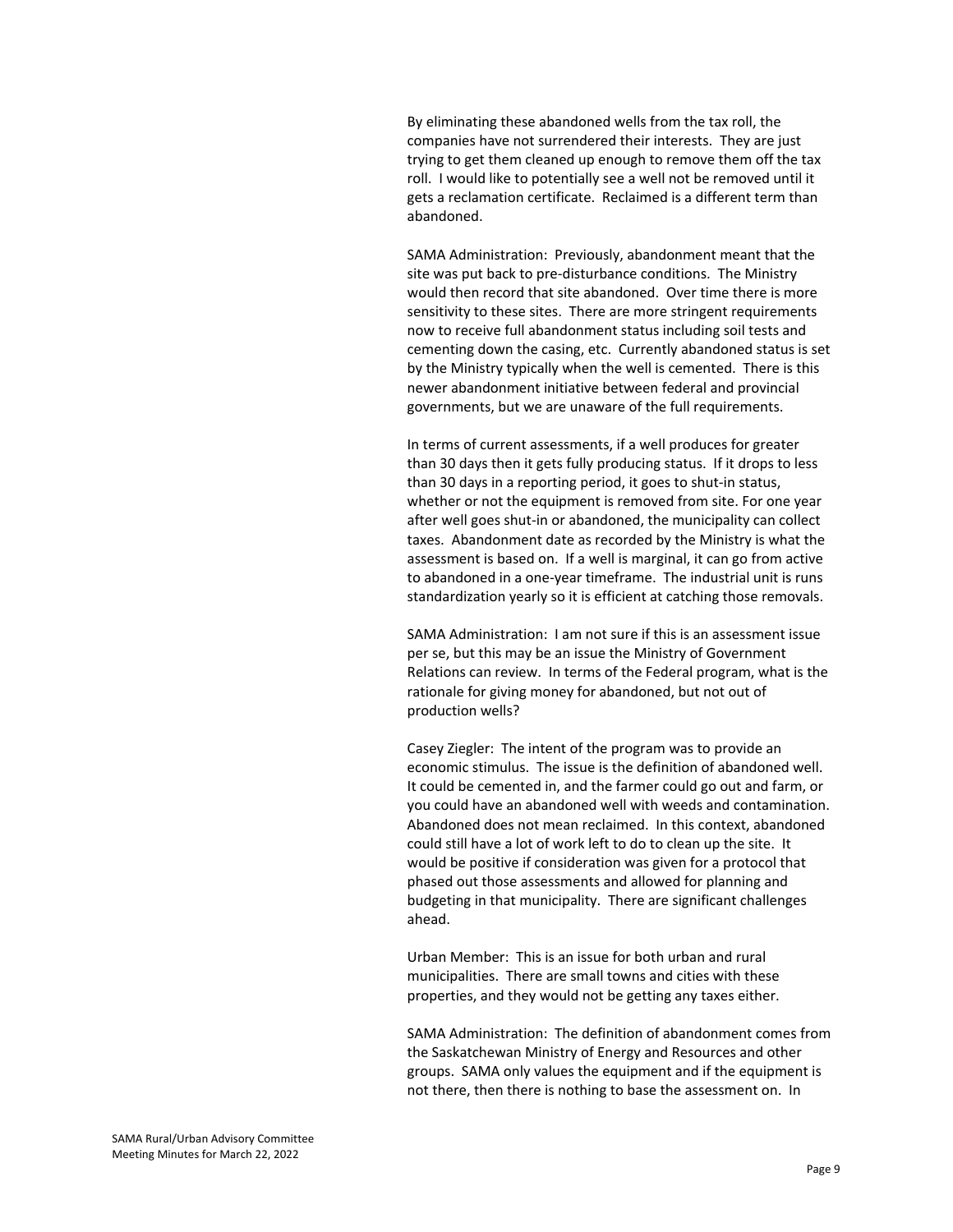By eliminating these abandoned wells from the tax roll, the companies have not surrendered their interests. They are just trying to get them cleaned up enough to remove them off the tax roll. I would like to potentially see a well not be removed until it gets a reclamation certificate. Reclaimed is a different term than abandoned.

SAMA Administration: Previously, abandonment meant that the site was put back to pre-disturbance conditions. The Ministry would then record that site abandoned. Over time there is more sensitivity to these sites. There are more stringent requirements now to receive full abandonment status including soil tests and cementing down the casing, etc. Currently abandoned status is set by the Ministry typically when the well is cemented. There is this newer abandonment initiative between federal and provincial governments, but we are unaware of the full requirements.

In terms of current assessments, if a well produces for greater than 30 days then it gets fully producing status. If it drops to less than 30 days in a reporting period, it goes to shut-in status, whether or not the equipment is removed from site. For one year after well goes shut-in or abandoned, the municipality can collect taxes. Abandonment date as recorded by the Ministry is what the assessment is based on. If a well is marginal, it can go from active to abandoned in a one-year timeframe. The industrial unit is runs standardization yearly so it is efficient at catching those removals.

SAMA Administration: I am not sure if this is an assessment issue per se, but this may be an issue the Ministry of Government Relations can review. In terms of the Federal program, what is the rationale for giving money for abandoned, but not out of production wells?

Casey Ziegler: The intent of the program was to provide an economic stimulus. The issue is the definition of abandoned well. It could be cemented in, and the farmer could go out and farm, or you could have an abandoned well with weeds and contamination. Abandoned does not mean reclaimed. In this context, abandoned could still have a lot of work left to do to clean up the site. It would be positive if consideration was given for a protocol that phased out those assessments and allowed for planning and budgeting in that municipality. There are significant challenges ahead.

Urban Member: This is an issue for both urban and rural municipalities. There are small towns and cities with these properties, and they would not be getting any taxes either.

SAMA Administration: The definition of abandonment comes from the Saskatchewan Ministry of Energy and Resources and other groups. SAMA only values the equipment and if the equipment is not there, then there is nothing to base the assessment on. In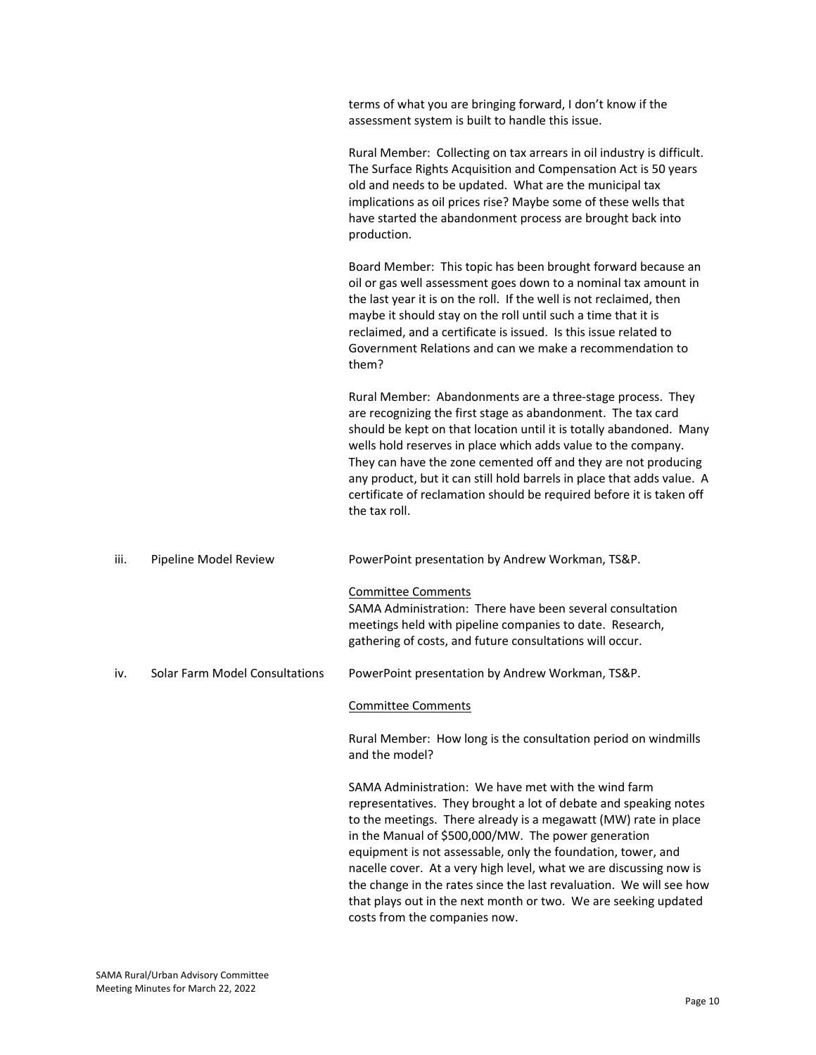terms of what you are bringing forward, I don't know if the assessment system is built to handle this issue.

Rural Member: Collecting on tax arrears in oil industry is difficult. The Surface Rights Acquisition and Compensation Act is 50 years old and needs to be updated. What are the municipal tax implications as oil prices rise? Maybe some of these wells that have started the abandonment process are brought back into production.

Board Member: This topic has been brought forward because an oil or gas well assessment goes down to a nominal tax amount in the last year it is on the roll. If the well is not reclaimed, then maybe it should stay on the roll until such a time that it is reclaimed, and a certificate is issued. Is this issue related to Government Relations and can we make a recommendation to them?

Rural Member: Abandonments are a three-stage process. They are recognizing the first stage as abandonment. The tax card should be kept on that location until it is totally abandoned. Many wells hold reserves in place which adds value to the company. They can have the zone cemented off and they are not producing any product, but it can still hold barrels in place that adds value. A certificate of reclamation should be required before it is taken off the tax roll.

iii. Pipeline Model Review

PowerPoint presentation by Andrew Workman, TS&P.

Committee Comments

SAMA Administration: There have been several consultation meetings held with pipeline companies to date. Research, gathering of costs, and future consultations will occur.

iv. Solar Farm Model Consultations

PowerPoint presentation by Andrew Workman, TS&P.

Committee Comments

Rural Member: How long is the consultation period on windmills and the model?

SAMA Administration: We have met with the wind farm representatives. They brought a lot of debate and speaking notes to the meetings. There already is a megawatt (MW) rate in place in the Manual of $500,000/MW. The power generation equipment is not assessable, only the foundation, tower, and nacelle cover. At a very high level, what we are discussing now is the change in the rates since the last revaluation. We will see how that plays out in the next month or two. We are seeking updated costs from the companies now.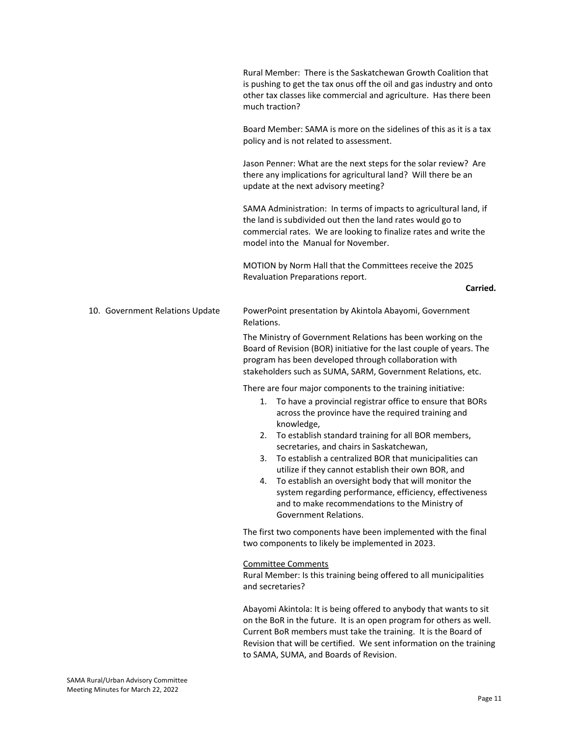Rural Member: There is the Saskatchewan Growth Coalition that is pushing to get the tax onus off the oil and gas industry and onto other tax classes like commercial and agriculture. Has there been much traction?

Board Member: SAMA is more on the sidelines of this as it is a tax policy and is not related to assessment.

Jason Penner: What are the next steps for the solar review? Are there any implications for agricultural land? Will there be an update at the next advisory meeting?

SAMA Administration: In terms of impacts to agricultural land, if the land is subdivided out then the land rates would go to commercial rates. We are looking to finalize rates and write the model into the Manual for November.

MOTION by Norm Hall that the Committees receive the 2025 Revaluation Preparations report.

**Carried.**

10. Government Relations Update

PowerPoint presentation by Akintola Abayomi, Government Relations.

The Ministry of Government Relations has been working on the Board of Revision (BOR) initiative for the last couple of years. The program has been developed through collaboration with stakeholders such as SUMA, SARM, Government Relations, etc.

There are four major components to the training initiative:

1. To have a provincial registrar office to ensure that BORs across the province have the required training and knowledge,
2. To establish standard training for all BOR members, secretaries, and chairs in Saskatchewan,
3. To establish a centralized BOR that municipalities can utilize if they cannot establish their own BOR, and
4. To establish an oversight body that will monitor the system regarding performance, efficiency, effectiveness and to make recommendations to the Ministry of Government Relations.

The first two components have been implemented with the final two components to likely be implemented in 2023.

<u>Committee Comments</u>

Rural Member: Is this training being offered to all municipalities and secretaries?

Abayomi Akintola: It is being offered to anybody that wants to sit on the BoR in the future. It is an open program for others as well. Current BoR members must take the training. It is the Board of Revision that will be certified. We sent information on the training to SAMA, SUMA, and Boards of Revision.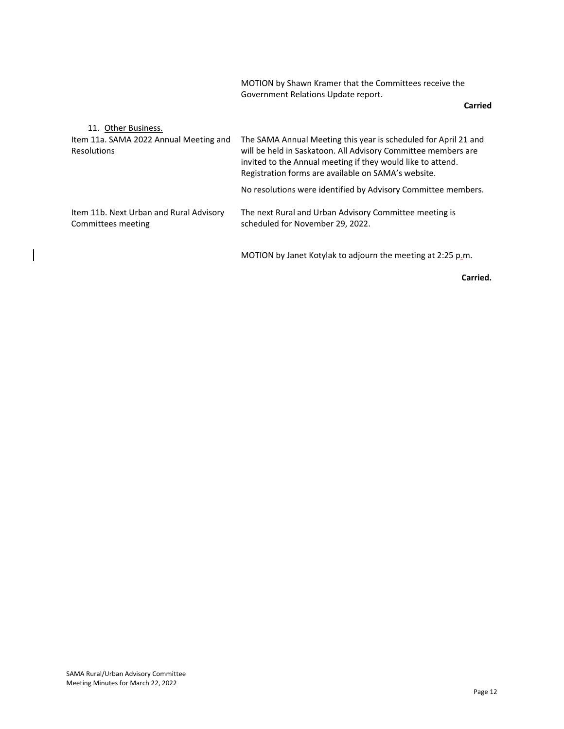MOTION by Shawn Kramer that the Committees receive the Government Relations Update report.

**Carried**

11. Other Business.

| | |
|---|---|
| Item 11a. SAMA 2022 Annual Meeting and Resolutions | The SAMA Annual Meeting this year is scheduled for April 21 and will be held in Saskatoon. All Advisory Committee members are invited to the Annual meeting if they would like to attend. Registration forms are available on SAMA's website. No resolutions were identified by Advisory Committee members. |
| Item 11b. Next Urban and Rural Advisory Committees meeting | The next Rural and Urban Advisory Committee meeting is scheduled for November 29, 2022. |

MOTION by Janet Kotylak to adjourn the meeting at 2:25 p.m.

**Carried.**